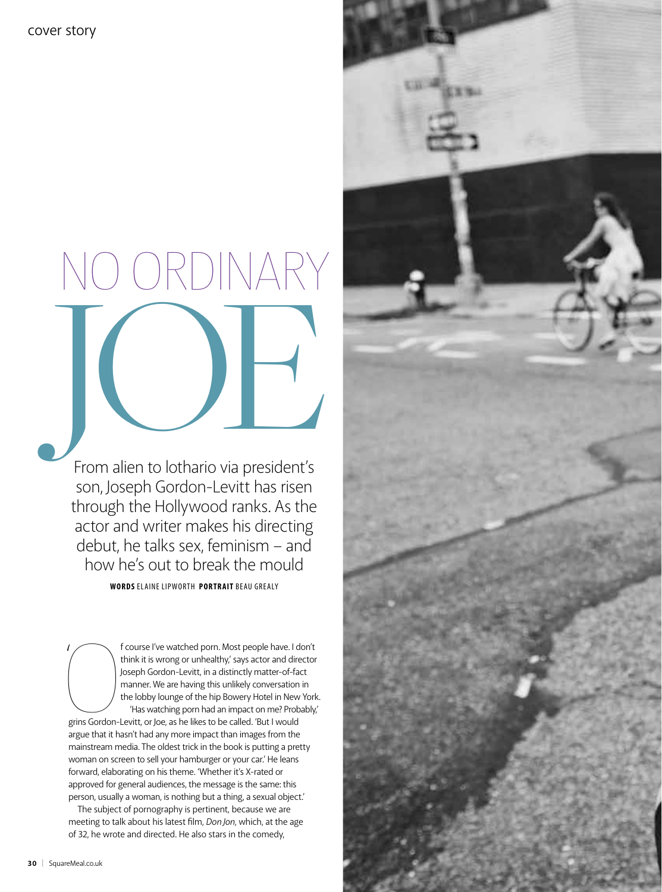# NO ORDINARY JOE

From alien to lothario via president's son, Joseph Gordon-Levitt has risen through the Hollywood ranks. As the actor and writer makes his directing debut, he talks sex, feminism – and how he's out to break the mould

**WORDS** ELAINE LIPWORTH **PORTRAIT** BEAU GREALY

'Of course I've watched porn. Most people have. I don't think it is wrong or unhealthy,' says actor and director Joseph Gordon-Levitt, in a distinctly matter-of-fact manner. We are having this unlikely conversation in the lobby lounge of the hip Bowery Hotel in New York.

'Has watching porn had an impact on me? Probably,' grins Gordon-Levitt, or Joe, as he likes to be called. 'But I would argue that it hasn't had any more impact than images from the mainstream media. The oldest trick in the book is putting a pretty woman on screen to sell your hamburger or your car.' He leans forward, elaborating on his theme. 'Whether it's X-rated or approved for general audiences, the message is the same: this person, usually a woman, is nothing but a thing, a sexual object.'

The subject of pornography is pertinent, because we are meeting to talk about his latest film, *Don Jon*, which, at the age of 32, he wrote and directed. He also stars in the comedy,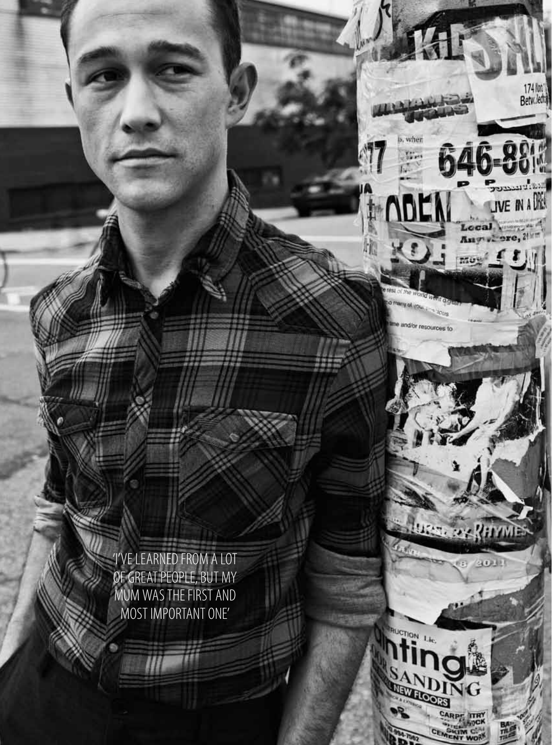'I'VE LEARNED FROM A LOT OF GREAT PEOPLE, BUT MY MUM WAS THE FIRST AND MOST IMPORTANT ONE'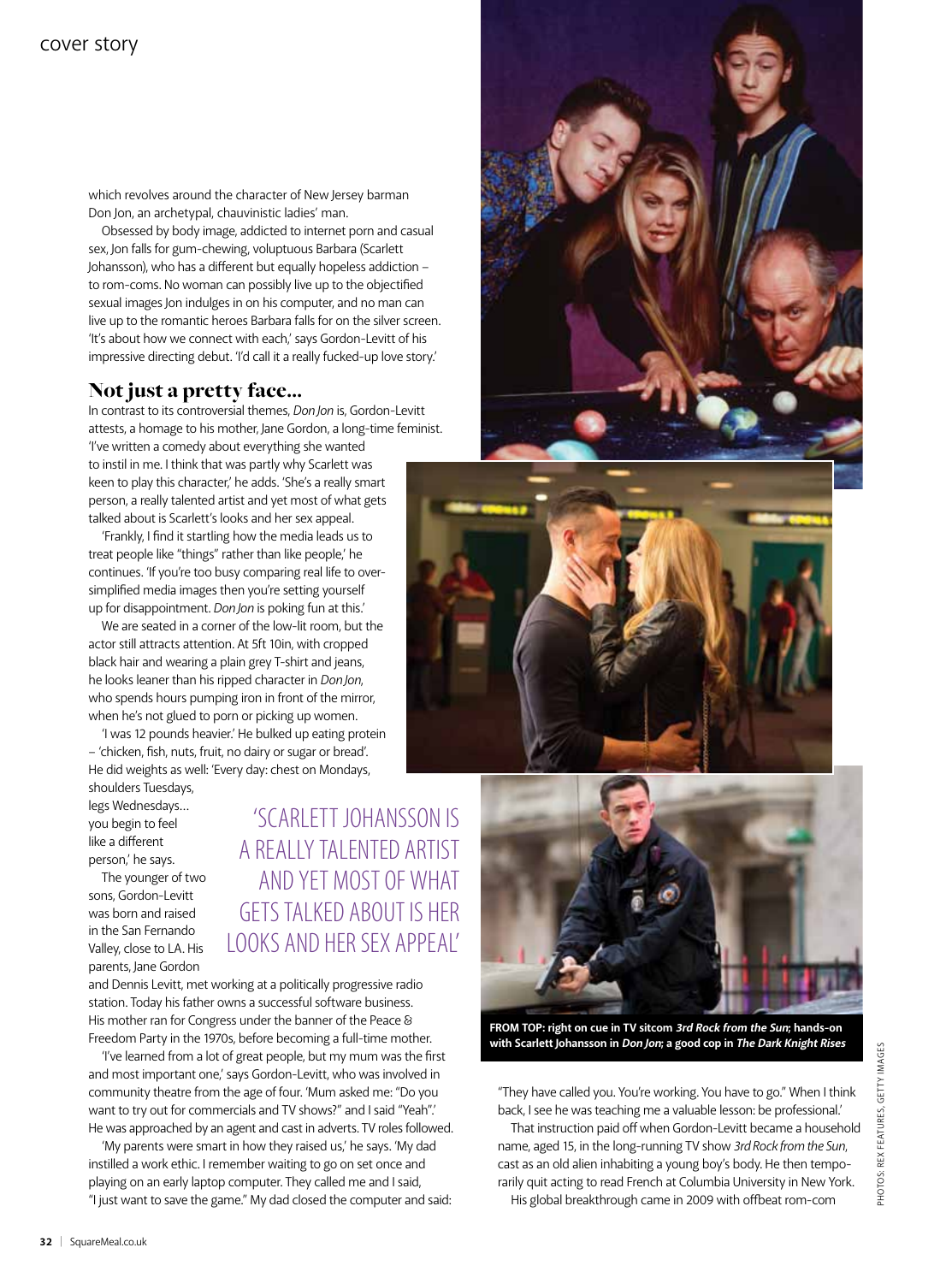which revolves around the character of New Jersey barman Don Jon, an archetypal, chauvinistic ladies' man.

Obsessed by body image, addicted to internet porn and casual sex, Jon falls for gum-chewing, voluptuous Barbara (Scarlett Johansson), who has a different but equally hopeless addiction – to rom-coms. No woman can possibly live up to the objectified sexual images Jon indulges in on his computer, and no man can live up to the romantic heroes Barbara falls for on the silver screen. 'It's about how we connect with each,' says Gordon-Levitt of his impressive directing debut. 'I'd call it a really fucked-up love story.'

## Not just a pretty face…

In contrast to its controversial themes, *Don Jon* is, Gordon-Levitt attests, a homage to his mother, Jane Gordon, a long-time feminist. 'I've written a comedy about everything she wanted to instil in me. I think that was partly why Scarlett was keen to play this character,' he adds. 'She's a really smart person, a really talented artist and yet most of what gets talked about is Scarlett's looks and her sex appeal.

'Frankly, I find it startling how the media leads us to treat people like "things" rather than like people,' he continues. 'If you're too busy comparing real life to over-simplified media images then you're setting yourself up for disappointment. *Don Jon* is poking fun at this.'

We are seated in a corner of the low-lit room, but the actor still attracts attention. At 5ft 10in, with cropped black hair and wearing a plain grey T-shirt and jeans, he looks leaner than his ripped character in *Don Jon*, who spends hours pumping iron in front of the mirror, when he's not glued to porn or picking up women.

'I was 12 pounds heavier.' He bulked up eating protein – 'chicken, fish, nuts, fruit, no dairy or sugar or bread'. He did weights as well: 'Every day: chest on Mondays, shoulders Tuesdays, legs Wednesdays… you begin to feel like a different person,' he says.

'SCARLETT JOHANSSON IS A REALLY TALENTED ARTIST AND YET MOST OF WHAT GETS TALKED ABOUT IS HER LOOKS AND HER SEX APPEAL'

The younger of two sons, Gordon-Levitt was born and raised in the San Fernando Valley, close to LA. His parents, Jane Gordon and Dennis Levitt, met working at a politically progressive radio station. Today his father owns a successful software business. His mother ran for Congress under the banner of the Peace & Freedom Party in the 1970s, before becoming a full-time mother.

'I've learned from a lot of great people, but my mum was the first and most important one,' says Gordon-Levitt, who was involved in community theatre from the age of four. 'Mum asked me: "Do you want to try out for commercials and TV shows?" and I said "Yeah".' He was approached by an agent and cast in adverts. TV roles followed.

'My parents were smart in how they raised us,' he says. 'My dad instilled a work ethic. I remember waiting to go on set once and playing on an early laptop computer. They called me and I said, "I just want to save the game." My dad closed the computer and said: "They have called you. You're working. You have to go." When I think back, I see he was teaching me a valuable lesson: be professional.'

That instruction paid off when Gordon-Levitt became a household name, aged 15, in the long-running TV show *3rd Rock from the Sun*, cast as an old alien inhabiting a young boy's body. He then temporarily quit acting to read French at Columbia University in New York.

His global breakthrough came in 2009 with offbeat rom-com

**FROM TOP: right on cue in TV sitcom *3rd Rock from the Sun*; hands-on with Scarlett Johansson in *Don Jon*; a good cop in *The Dark Knight Rises***

PHOTOS: REX FEATURES, GETTY IMAGES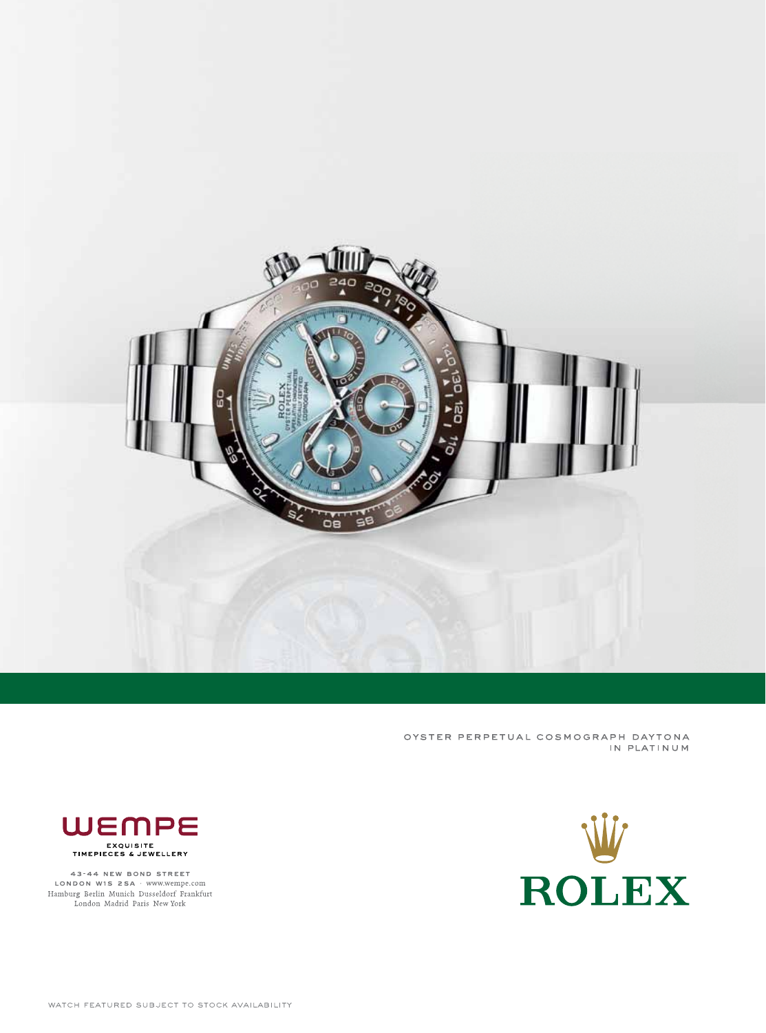OYSTER PERPETUAL COSMOGRAPH DAYTONA
IN PLATINUM

WEMPE

EXQUISITE
TIMEPIECES & JEWELLERY

43-44 NEW BOND STREET
LONDON W1S 2SA · www.wempe.com
Hamburg Berlin Munich Dusseldorf Frankfurt
London Madrid Paris New York

ROLEX

WATCH FEATURED SUBJECT TO STOCK AVAILABILITY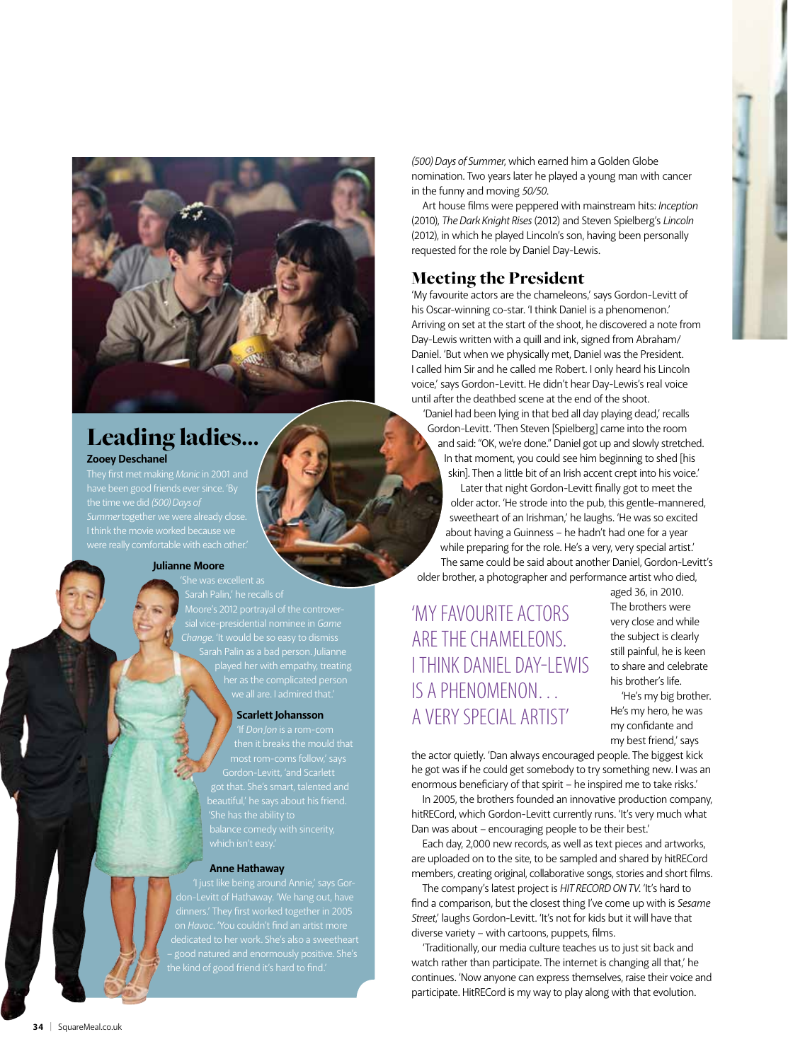## Leading ladies...

**Zooey Deschanel**

They first met making *Manic* in 2001 and have been good friends ever since. 'By the time we did *(500) Days of Summer* together we were already close. I think the movie worked because we were really comfortable with each other.'

**Julianne Moore**

'She was excellent as Sarah Palin,' he recalls of Moore's 2012 portrayal of the controversial vice-presidential nominee in *Game Change*. 'It would be so easy to dismiss Sarah Palin as a bad person. Julianne played her with empathy, treating her as the complicated person we all are. I admired that.'

**Scarlett Johansson**

'If *Don Jon* is a rom-com then it breaks the mould that most rom-coms follow,' says Gordon-Levitt, 'and Scarlett got that. She's smart, talented and beautiful,' he says about his friend. 'She has the ability to balance comedy with sincerity, which isn't easy.'

**Anne Hathaway**

'I just like being around Annie,' says Gordon-Levitt of Hathaway. 'We hang out, have dinners.' They first worked together in 2005 on *Havoc*. 'You couldn't find an artist more dedicated to her work. She's also a sweetheart – good natured and enormously positive. She's the kind of good friend it's hard to find.'

*(500) Days of Summer*, which earned him a Golden Globe nomination. Two years later he played a young man with cancer in the funny and moving *50/50*.

Art house films were peppered with mainstream hits: *Inception* (2010), *The Dark Knight Rises* (2012) and Steven Spielberg's *Lincoln* (2012), in which he played Lincoln's son, having been personally requested for the role by Daniel Day-Lewis.

## Meeting the President

'My favourite actors are the chameleons,' says Gordon-Levitt of his Oscar-winning co-star. 'I think Daniel is a phenomenon.' Arriving on set at the start of the shoot, he discovered a note from Day-Lewis written with a quill and ink, signed from Abraham/Daniel. 'But when we physically met, Daniel was the President. I called him Sir and he called me Robert. I only heard his Lincoln voice,' says Gordon-Levitt. He didn't hear Day-Lewis's real voice until after the deathbed scene at the end of the shoot.

'Daniel had been lying in that bed all day playing dead,' recalls Gordon-Levitt. 'Then Steven [Spielberg] came into the room and said: "OK, we're done." Daniel got up and slowly stretched. In that moment, you could see him beginning to shed [his skin]. Then a little bit of an Irish accent crept into his voice.'

Later that night Gordon-Levitt finally got to meet the older actor. 'He strode into the pub, this gentle-mannered, sweetheart of an Irishman,' he laughs. 'He was so excited about having a Guinness – he hadn't had one for a year while preparing for the role. He's a very, very special artist.'

The same could be said about another Daniel, Gordon-Levitt's older brother, a photographer and performance artist who died, aged 36, in 2010. The brothers were very close and while the subject is clearly still painful, he is keen to share and celebrate his brother's life.

> 'MY FAVOURITE ACTORS ARE THE CHAMELEONS. I THINK DANIEL DAY-LEWIS IS A PHENOMENON… A VERY SPECIAL ARTIST'

'He's my big brother. He's my hero, he was my confidante and my best friend,' says the actor quietly. 'Dan always encouraged people. The biggest kick he got was if he could get somebody to try something new. I was an enormous beneficiary of that spirit – he inspired me to take risks.'

In 2005, the brothers founded an innovative production company, hitRECord, which Gordon-Levitt currently runs. 'It's very much what Dan was about – encouraging people to be their best.'

Each day, 2,000 new records, as well as text pieces and artworks, are uploaded on to the site, to be sampled and shared by hitRECord members, creating original, collaborative songs, stories and short films.

The company's latest project is *HIT RECORD ON TV*. 'It's hard to find a comparison, but the closest thing I've come up with is *Sesame Street*,' laughs Gordon-Levitt. 'It's not for kids but it will have that diverse variety – with cartoons, puppets, films.

'Traditionally, our media culture teaches us to just sit back and watch rather than participate. The internet is changing all that,' he continues. 'Now anyone can express themselves, raise their voice and participate. HitRECord is my way to play along with that evolution.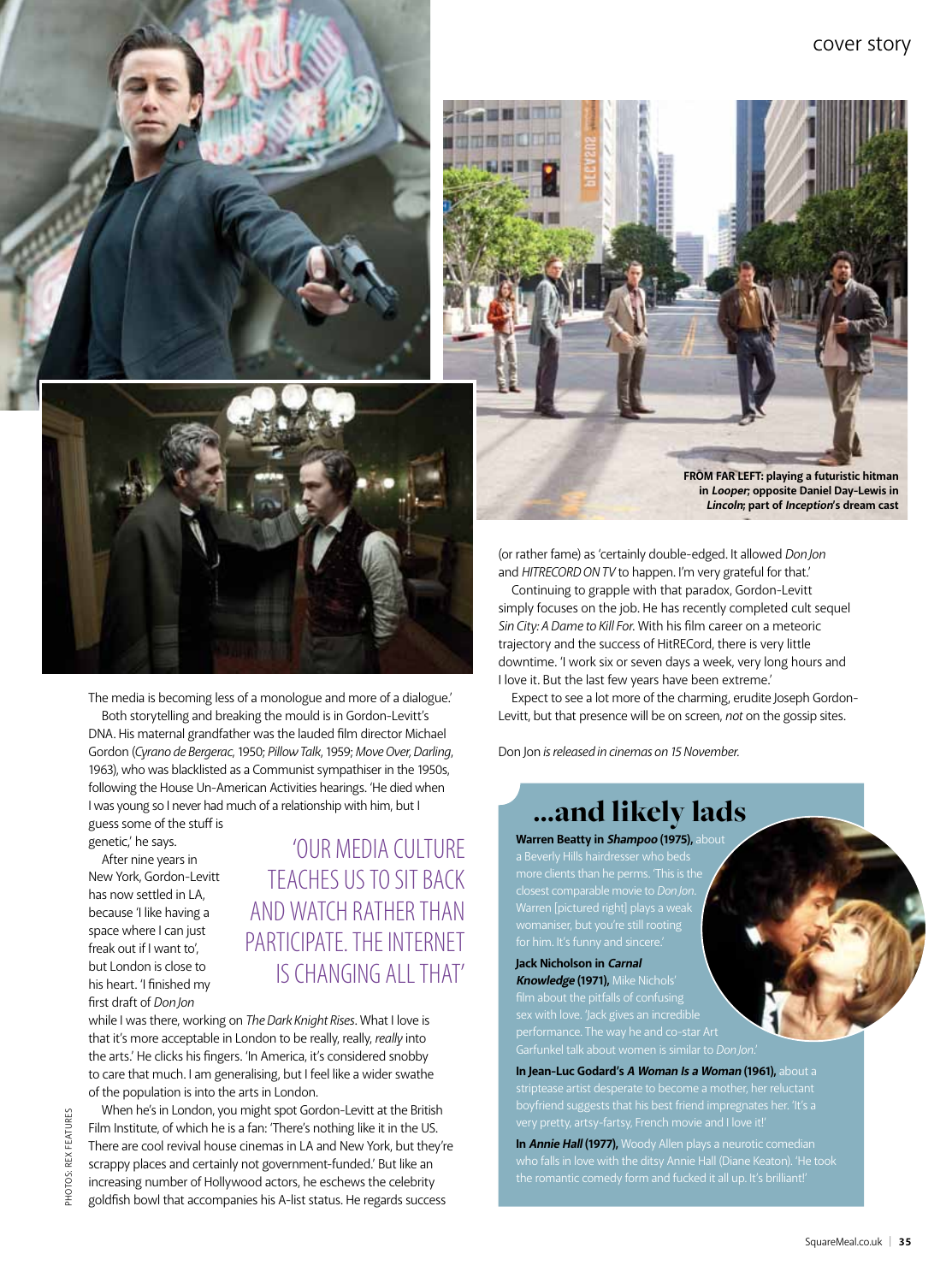FROM FAR LEFT: playing a futuristic hitman in *Looper*; opposite Daniel Day-Lewis in *Lincoln*; part of *Inception*'s dream cast

The media is becoming less of a monologue and more of a dialogue.'

Both storytelling and breaking the mould is in Gordon-Levitt's DNA. His maternal grandfather was the lauded film director Michael Gordon (*Cyrano de Bergerac*, 1950; *Pillow Talk*, 1959; *Move Over, Darling*, 1963), who was blacklisted as a Communist sympathiser in the 1950s, following the House Un-American Activities hearings. 'He died when I was young so I never had much of a relationship with him, but I guess some of the stuff is genetic,' he says.

After nine years in New York, Gordon-Levitt has now settled in LA, because 'I like having a space where I can just freak out if I want to', but London is close to his heart. 'I finished my first draft of *Don Jon* while I was there, working on *The Dark Knight Rises*. What I love is that it's more acceptable in London to be really, really, *really* into the arts.' He clicks his fingers. 'In America, it's considered snobby to care that much. I am generalising, but I feel like a wider swathe of the population is into the arts in London.

> 'OUR MEDIA CULTURE TEACHES US TO SIT BACK AND WATCH RATHER THAN PARTICIPATE. THE INTERNET IS CHANGING ALL THAT'

When he's in London, you might spot Gordon-Levitt at the British Film Institute, of which he is a fan: 'There's nothing like it in the US. There are cool revival house cinemas in LA and New York, but they're scrappy places and certainly not government-funded.' But like an increasing number of Hollywood actors, he eschews the celebrity goldfish bowl that accompanies his A-list status. He regards success (or rather fame) as 'certainly double-edged. It allowed *Don Jon* and *HITRECORD ON TV* to happen. I'm very grateful for that.'

Continuing to grapple with that paradox, Gordon-Levitt simply focuses on the job. He has recently completed cult sequel *Sin City: A Dame to Kill For*. With his film career on a meteoric trajectory and the success of HitRECord, there is very little downtime. 'I work six or seven days a week, very long hours and I love it. But the last few years have been extreme.'

Expect to see a lot more of the charming, erudite Joseph Gordon-Levitt, but that presence will be on screen, *not* on the gossip sites.

*Don Jon is released in cinemas on 15 November.*

PHOTOS: REX FEATURES

## ...and likely lads

**Warren Beatty in *Shampoo* (1975),** about a Beverly Hills hairdresser who beds more clients than he perms. 'This is the closest comparable movie to *Don Jon*. Warren [pictured right] plays a weak womaniser, but you're still rooting for him. It's funny and sincere.'

**Jack Nicholson in *Carnal Knowledge* (1971),** Mike Nichols' film about the pitfalls of confusing sex with love. 'Jack gives an incredible performance. The way he and co-star Art Garfunkel talk about women is similar to *Don Jon*.'

**In Jean-Luc Godard's *A Woman Is a Woman* (1961),** about a striptease artist desperate to become a mother, her reluctant boyfriend suggests that his best friend impregnates her. 'It's a very pretty, artsy-fartsy, French movie and I love it!'

**In *Annie Hall* (1977),** Woody Allen plays a neurotic comedian who falls in love with the ditsy Annie Hall (Diane Keaton). 'He took the romantic comedy form and fucked it all up. It's brilliant!'